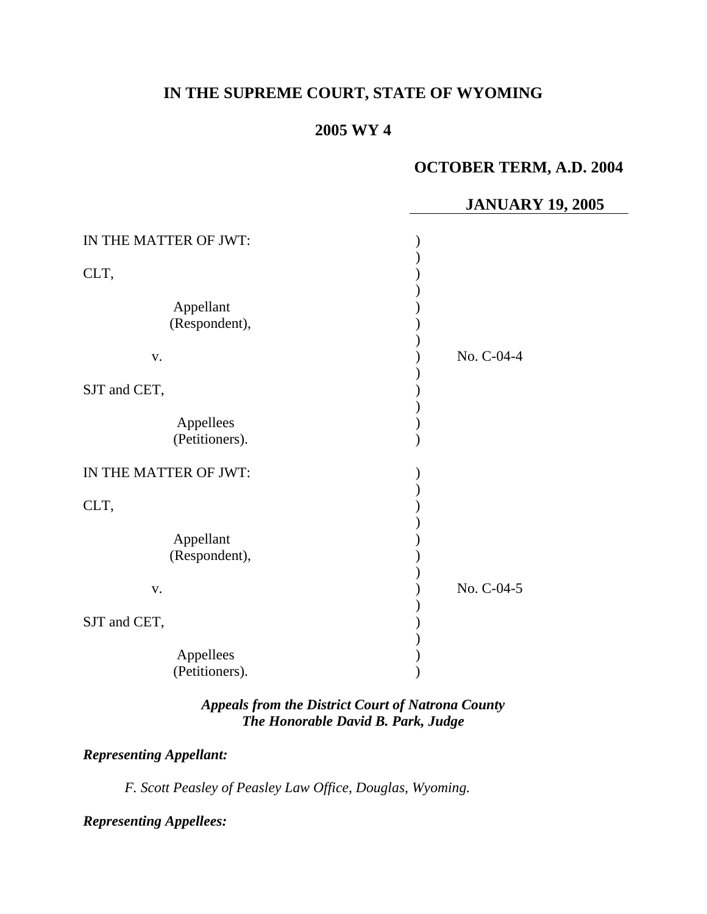**IN THE SUPREME COURT, STATE OF WYOMING**

**2005 WY 4**

**OCTOBER TERM, A.D. 2004**

**JANUARY 19, 2005**

| | | |
|---|---|---|
| IN THE MATTER OF JWT: | ) | |
| CLT, | ) | |
| Appellant (Respondent), | ) | |
| v. | ) | No. C-04-4 |
| SJT and CET, | ) | |
| Appellees (Petitioners). | ) | |

| | | |
|---|---|---|
| IN THE MATTER OF JWT: | ) | |
| CLT, | ) | |
| Appellant (Respondent), | ) | |
| v. | ) | No. C-04-5 |
| SJT and CET, | ) | |
| Appellees (Petitioners). | ) | |

***Appeals from the District Court of Natrona County***
***The Honorable David B. Park, Judge***

***Representing Appellant:***

*F. Scott Peasley of Peasley Law Office, Douglas, Wyoming.*

***Representing Appellees:***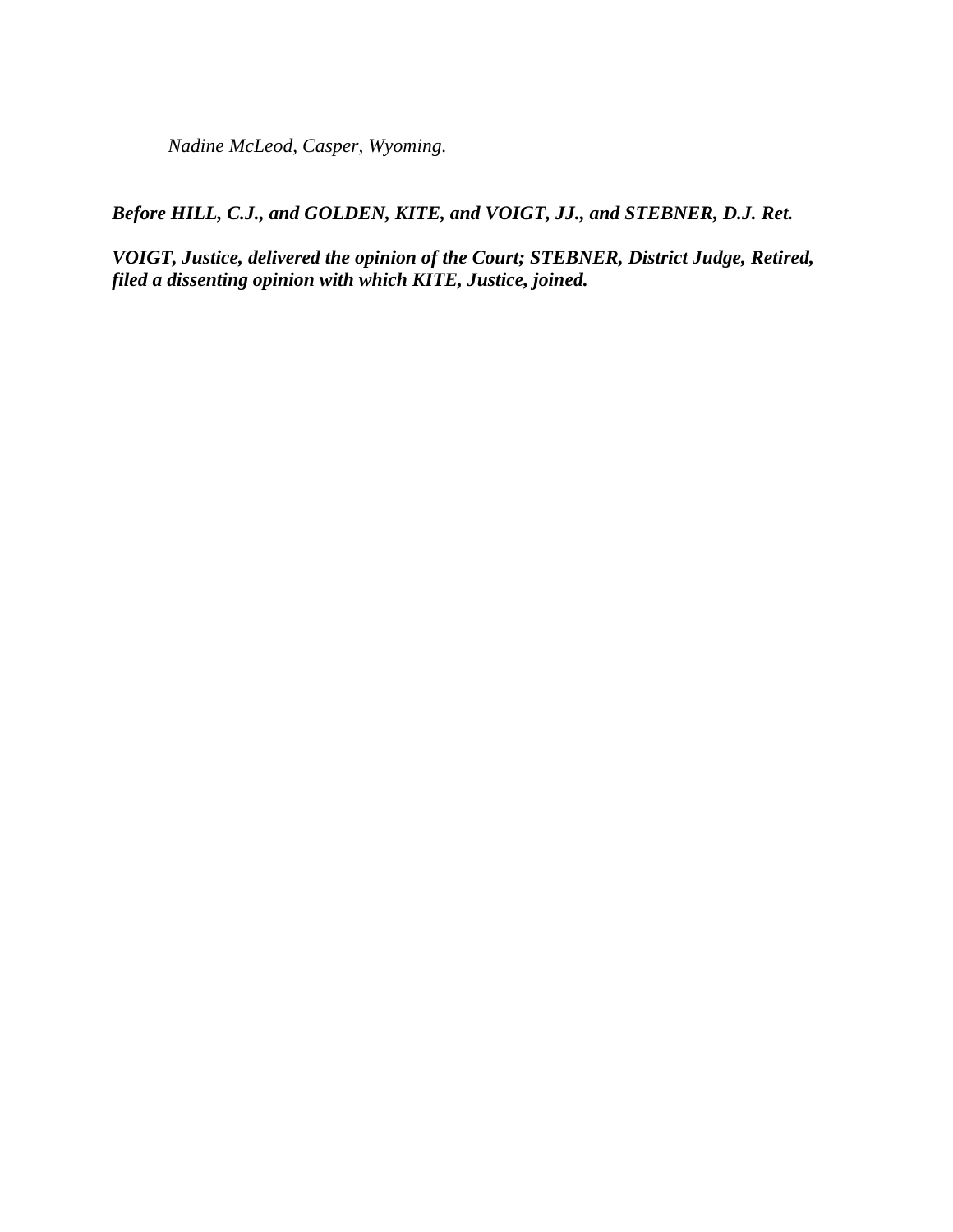*Nadine McLeod, Casper, Wyoming.*

***Before HILL, C.J., and GOLDEN, KITE, and VOIGT, JJ., and STEBNER, D.J. Ret.***

***VOIGT, Justice, delivered the opinion of the Court; STEBNER, District Judge, Retired, filed a dissenting opinion with which KITE, Justice, joined.***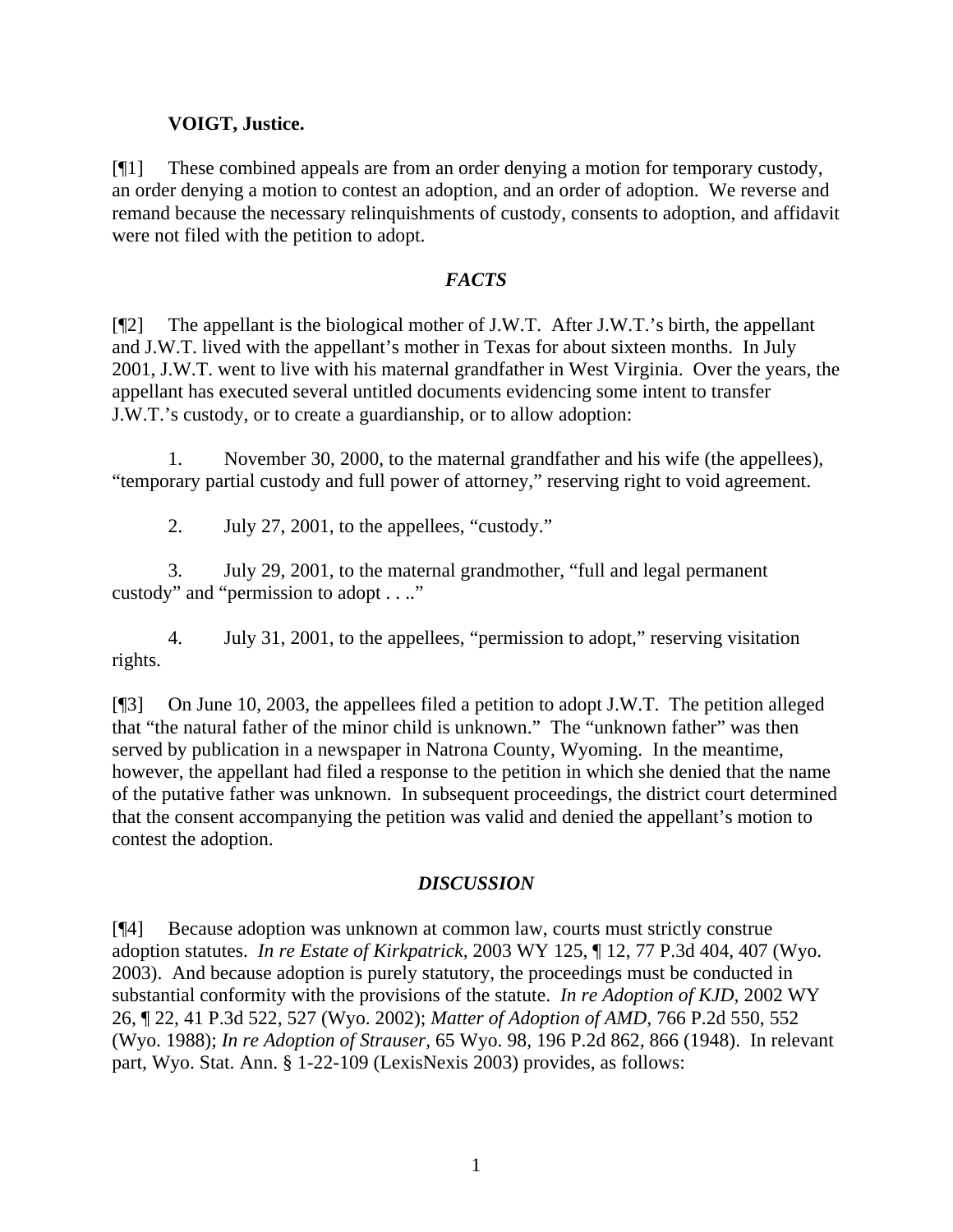**VOIGT, Justice.**

[¶1] These combined appeals are from an order denying a motion for temporary custody, an order denying a motion to contest an adoption, and an order of adoption. We reverse and remand because the necessary relinquishments of custody, consents to adoption, and affidavit were not filed with the petition to adopt.

## *FACTS*

[¶2] The appellant is the biological mother of J.W.T. After J.W.T.'s birth, the appellant and J.W.T. lived with the appellant's mother in Texas for about sixteen months. In July 2001, J.W.T. went to live with his maternal grandfather in West Virginia. Over the years, the appellant has executed several untitled documents evidencing some intent to transfer J.W.T.'s custody, or to create a guardianship, or to allow adoption:

1. November 30, 2000, to the maternal grandfather and his wife (the appellees), "temporary partial custody and full power of attorney," reserving right to void agreement.

2. July 27, 2001, to the appellees, "custody."

3. July 29, 2001, to the maternal grandmother, "full and legal permanent custody" and "permission to adopt . . .."

4. July 31, 2001, to the appellees, "permission to adopt," reserving visitation rights.

[¶3] On June 10, 2003, the appellees filed a petition to adopt J.W.T. The petition alleged that "the natural father of the minor child is unknown." The "unknown father" was then served by publication in a newspaper in Natrona County, Wyoming. In the meantime, however, the appellant had filed a response to the petition in which she denied that the name of the putative father was unknown. In subsequent proceedings, the district court determined that the consent accompanying the petition was valid and denied the appellant's motion to contest the adoption.

## *DISCUSSION*

[¶4] Because adoption was unknown at common law, courts must strictly construe adoption statutes. *In re Estate of Kirkpatrick,* 2003 WY 125, ¶ 12, 77 P.3d 404, 407 (Wyo. 2003). And because adoption is purely statutory, the proceedings must be conducted in substantial conformity with the provisions of the statute. *In re Adoption of KJD,* 2002 WY 26, ¶ 22, 41 P.3d 522, 527 (Wyo. 2002); *Matter of Adoption of AMD,* 766 P.2d 550, 552 (Wyo. 1988); *In re Adoption of Strauser,* 65 Wyo. 98, 196 P.2d 862, 866 (1948). In relevant part, Wyo. Stat. Ann. § 1-22-109 (LexisNexis 2003) provides, as follows: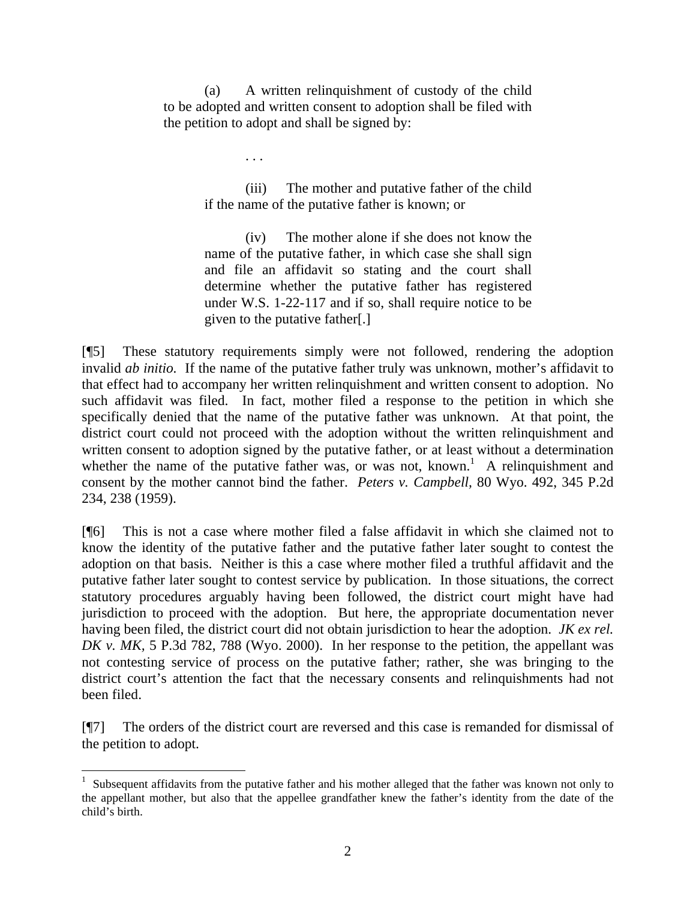> (a) A written relinquishment of custody of the child to be adopted and written consent to adoption shall be filed with the petition to adopt and shall be signed by:
>
> . . .
>
> > (iii) The mother and putative father of the child if the name of the putative father is known; or
> >
> > (iv) The mother alone if she does not know the name of the putative father, in which case she shall sign and file an affidavit so stating and the court shall determine whether the putative father has registered under W.S. 1-22-117 and if so, shall require notice to be given to the putative father[.]

[¶5] These statutory requirements simply were not followed, rendering the adoption invalid *ab initio.* If the name of the putative father truly was unknown, mother's affidavit to that effect had to accompany her written relinquishment and written consent to adoption. No such affidavit was filed. In fact, mother filed a response to the petition in which she specifically denied that the name of the putative father was unknown. At that point, the district court could not proceed with the adoption without the written relinquishment and written consent to adoption signed by the putative father, or at least without a determination whether the name of the putative father was, or was not, known.[1] A relinquishment and consent by the mother cannot bind the father. *Peters v. Campbell*, 80 Wyo. 492, 345 P.2d 234, 238 (1959).

[¶6] This is not a case where mother filed a false affidavit in which she claimed not to know the identity of the putative father and the putative father later sought to contest the adoption on that basis. Neither is this a case where mother filed a truthful affidavit and the putative father later sought to contest service by publication. In those situations, the correct statutory procedures arguably having been followed, the district court might have had jurisdiction to proceed with the adoption. But here, the appropriate documentation never having been filed, the district court did not obtain jurisdiction to hear the adoption. *JK ex rel. DK v. MK,* 5 P.3d 782, 788 (Wyo. 2000). In her response to the petition, the appellant was not contesting service of process on the putative father; rather, she was bringing to the district court's attention the fact that the necessary consents and relinquishments had not been filed.

[¶7] The orders of the district court are reversed and this case is remanded for dismissal of the petition to adopt.

---

[1] Subsequent affidavits from the putative father and his mother alleged that the father was known not only to the appellant mother, but also that the appellee grandfather knew the father's identity from the date of the child's birth.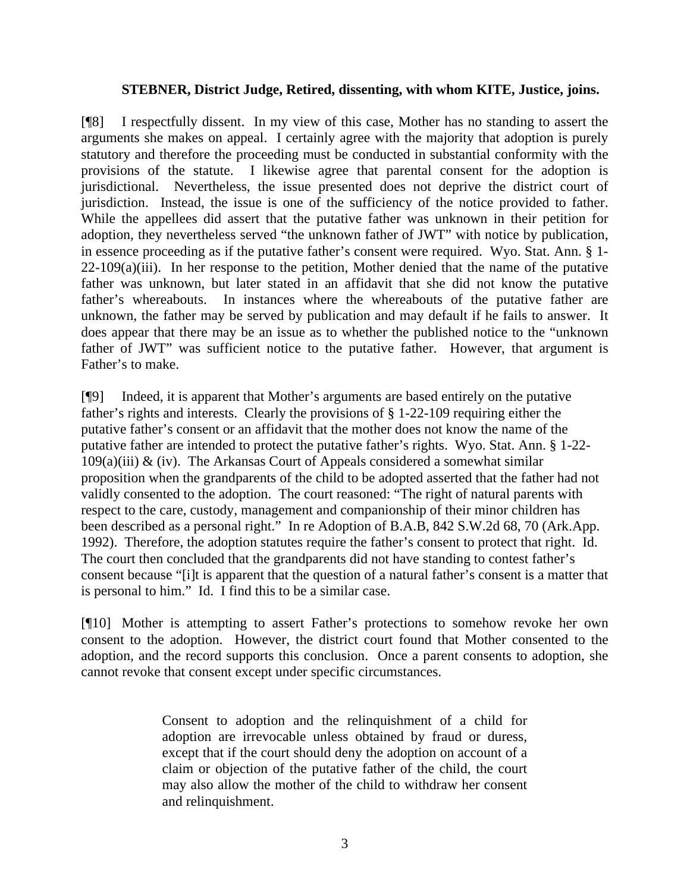**STEBNER, District Judge, Retired, dissenting, with whom KITE, Justice, joins.**

[¶8] I respectfully dissent. In my view of this case, Mother has no standing to assert the arguments she makes on appeal. I certainly agree with the majority that adoption is purely statutory and therefore the proceeding must be conducted in substantial conformity with the provisions of the statute. I likewise agree that parental consent for the adoption is jurisdictional. Nevertheless, the issue presented does not deprive the district court of jurisdiction. Instead, the issue is one of the sufficiency of the notice provided to father. While the appellees did assert that the putative father was unknown in their petition for adoption, they nevertheless served "the unknown father of JWT" with notice by publication, in essence proceeding as if the putative father's consent were required. Wyo. Stat. Ann. § 1-22-109(a)(iii). In her response to the petition, Mother denied that the name of the putative father was unknown, but later stated in an affidavit that she did not know the putative father's whereabouts. In instances where the whereabouts of the putative father are unknown, the father may be served by publication and may default if he fails to answer. It does appear that there may be an issue as to whether the published notice to the "unknown father of JWT" was sufficient notice to the putative father. However, that argument is Father's to make.

[¶9] Indeed, it is apparent that Mother's arguments are based entirely on the putative father's rights and interests. Clearly the provisions of § 1-22-109 requiring either the putative father's consent or an affidavit that the mother does not know the name of the putative father are intended to protect the putative father's rights. Wyo. Stat. Ann. § 1-22-109(a)(iii) & (iv). The Arkansas Court of Appeals considered a somewhat similar proposition when the grandparents of the child to be adopted asserted that the father had not validly consented to the adoption. The court reasoned: "The right of natural parents with respect to the care, custody, management and companionship of their minor children has been described as a personal right." In re Adoption of B.A.B, 842 S.W.2d 68, 70 (Ark.App. 1992). Therefore, the adoption statutes require the father's consent to protect that right. Id. The court then concluded that the grandparents did not have standing to contest father's consent because "[i]t is apparent that the question of a natural father's consent is a matter that is personal to him." Id. I find this to be a similar case.

[¶10] Mother is attempting to assert Father's protections to somehow revoke her own consent to the adoption. However, the district court found that Mother consented to the adoption, and the record supports this conclusion. Once a parent consents to adoption, she cannot revoke that consent except under specific circumstances.

> Consent to adoption and the relinquishment of a child for adoption are irrevocable unless obtained by fraud or duress, except that if the court should deny the adoption on account of a claim or objection of the putative father of the child, the court may also allow the mother of the child to withdraw her consent and relinquishment.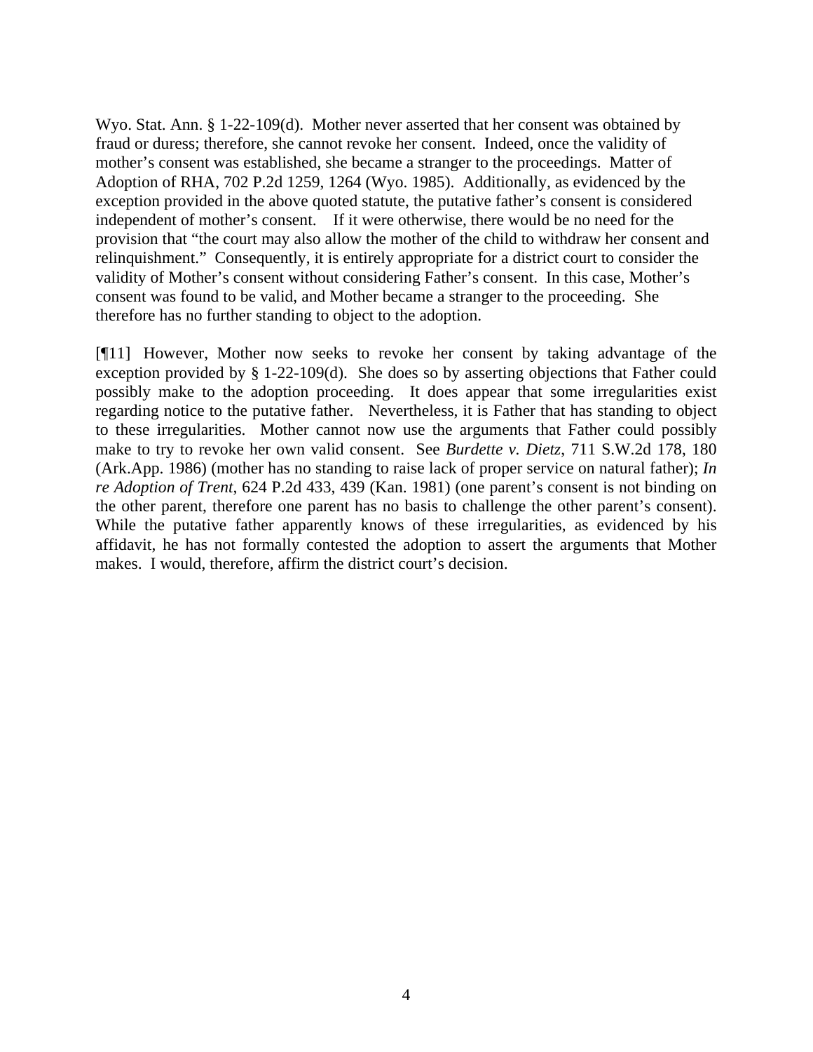Wyo. Stat. Ann. § 1-22-109(d). Mother never asserted that her consent was obtained by fraud or duress; therefore, she cannot revoke her consent. Indeed, once the validity of mother's consent was established, she became a stranger to the proceedings. Matter of Adoption of RHA, 702 P.2d 1259, 1264 (Wyo. 1985). Additionally, as evidenced by the exception provided in the above quoted statute, the putative father's consent is considered independent of mother's consent. If it were otherwise, there would be no need for the provision that "the court may also allow the mother of the child to withdraw her consent and relinquishment." Consequently, it is entirely appropriate for a district court to consider the validity of Mother's consent without considering Father's consent. In this case, Mother's consent was found to be valid, and Mother became a stranger to the proceeding. She therefore has no further standing to object to the adoption.

[¶11] However, Mother now seeks to revoke her consent by taking advantage of the exception provided by § 1-22-109(d). She does so by asserting objections that Father could possibly make to the adoption proceeding. It does appear that some irregularities exist regarding notice to the putative father. Nevertheless, it is Father that has standing to object to these irregularities. Mother cannot now use the arguments that Father could possibly make to try to revoke her own valid consent. See *Burdette v. Dietz*, 711 S.W.2d 178, 180 (Ark.App. 1986) (mother has no standing to raise lack of proper service on natural father); *In re Adoption of Trent*, 624 P.2d 433, 439 (Kan. 1981) (one parent's consent is not binding on the other parent, therefore one parent has no basis to challenge the other parent's consent). While the putative father apparently knows of these irregularities, as evidenced by his affidavit, he has not formally contested the adoption to assert the arguments that Mother makes. I would, therefore, affirm the district court's decision.